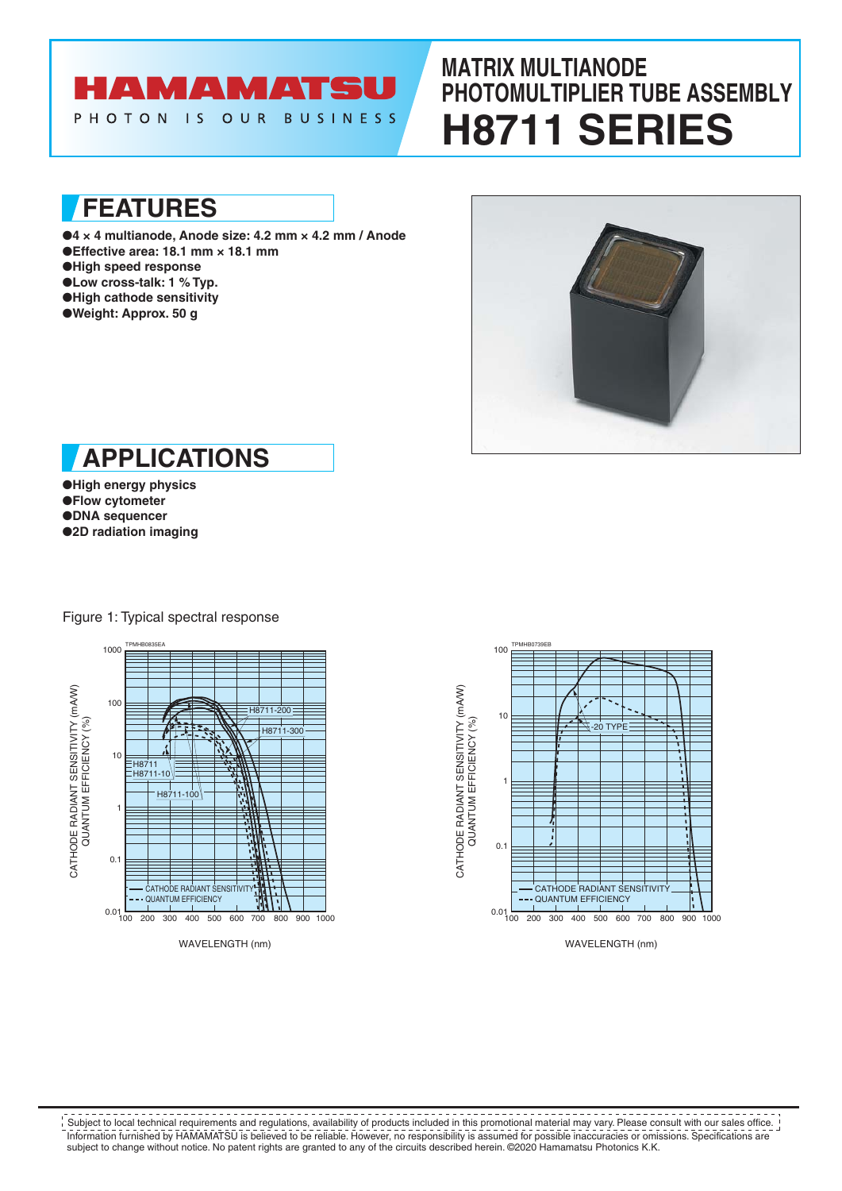# MATRIX MULTIANODE PHOTOMULTIPLIER TUBE ASSEMBLY

# H8711 SERIES

HAMAMATSU

PHOTON IS OUR BUSINESS

## FEATURES

- 4 × 4 multianode, Anode size: 4.2 mm × 4.2 mm / Anode
- Effective area: 18.1 mm × 18.1 mm
- High speed response
- Low cross-talk: 1 % Typ.
- High cathode sensitivity
- Weight: Approx. 50 g

## APPLICATIONS

- High energy physics
- Flow cytometer
- DNA sequencer
- 2D radiation imaging

Figure 1: Typical spectral response

Subject to local technical requirements and regulations, availability of products included in this promotional material may vary. Please consult with our sales office. Information furnished by HAMAMATSU is believed to be reliable. However, no responsibility is assumed for possible inaccuracies or omissions. Specifications are subject to change without notice. No patent rights are granted to any of the circuits described herein. ©2020 Hamamatsu Photonics K.K.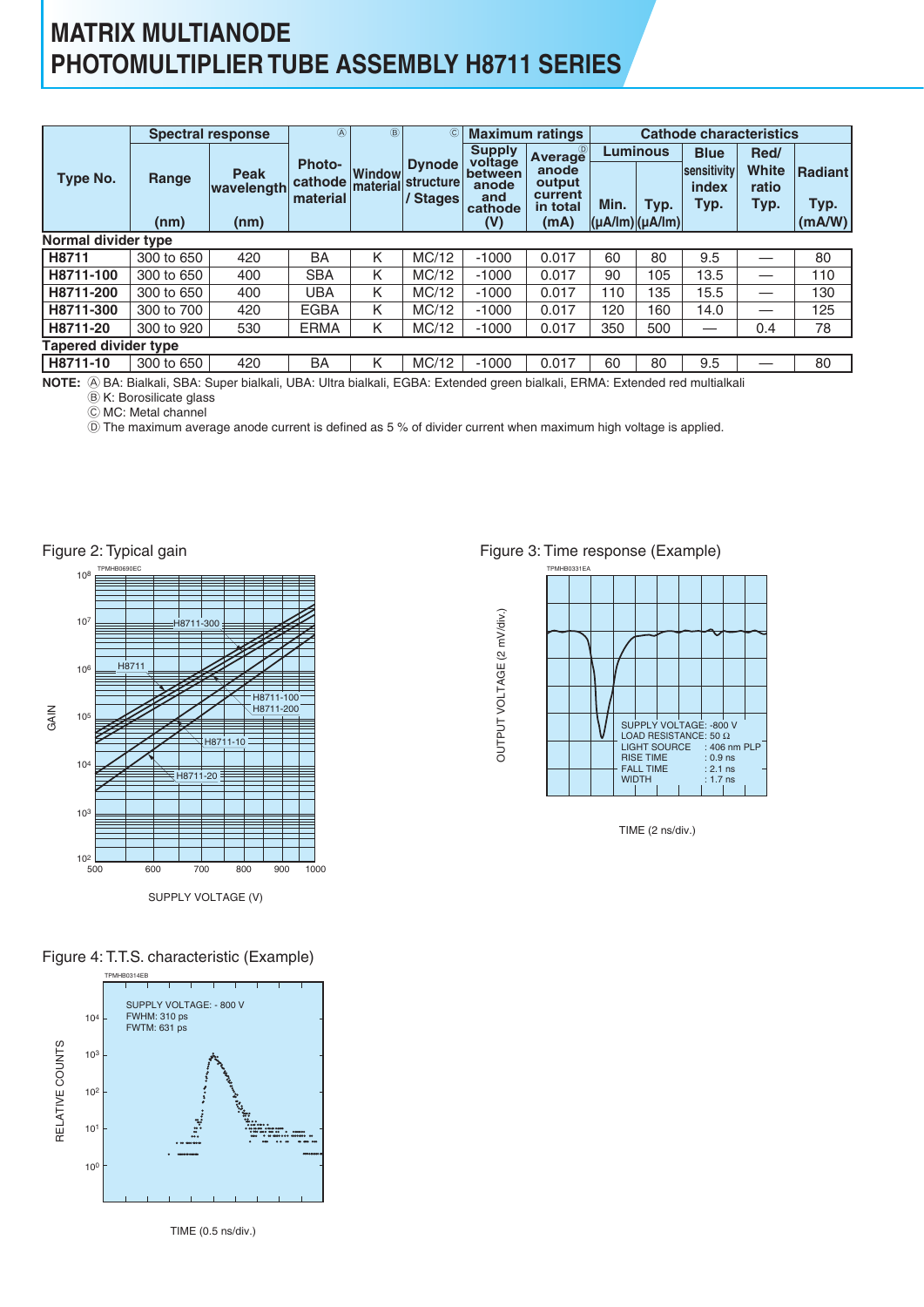# MATRIX MULTIANODE PHOTOMULTIPLIER TUBE ASSEMBLY H8711 SERIES

| Type No. | Spectral response | | Photo-cathode material Ⓐ | Window material Ⓑ | Dynode structure / Stages Ⓒ | Maximum ratings | | Cathode characteristics | | | | |
|---|---|---|---|---|---|---|---|---|---|---|---|---|
| | Range (nm) | Peak wavelength (nm) | | | | Supply voltage between anode and cathode (V) | Average anode output current in total (mA) Ⓓ | Luminous Min. (μA/lm) | Luminous Typ. (μA/lm) | Blue sensitivity index Typ. | Red/White ratio Typ. | Radiant Typ. (mA/W) |
| **Normal divider type** | | | | | | | | | | | | |
| **H8711** | 300 to 650 | 420 | BA | K | MC/12 | -1000 | 0.017 | 60 | 80 | 9.5 | — | 80 |
| **H8711-100** | 300 to 650 | 400 | SBA | K | MC/12 | -1000 | 0.017 | 90 | 105 | 13.5 | — | 110 |
| **H8711-200** | 300 to 650 | 400 | UBA | K | MC/12 | -1000 | 0.017 | 110 | 135 | 15.5 | — | 130 |
| **H8711-300** | 300 to 700 | 420 | EGBA | K | MC/12 | -1000 | 0.017 | 120 | 160 | 14.0 | — | 125 |
| **H8711-20** | 300 to 920 | 530 | ERMA | K | MC/12 | -1000 | 0.017 | 350 | 500 | — | 0.4 | 78 |
| **Tapered divider type** | | | | | | | | | | | | |
| **H8711-10** | 300 to 650 | 420 | BA | K | MC/12 | -1000 | 0.017 | 60 | 80 | 9.5 | — | 80 |

**NOTE:** Ⓐ BA: Bialkali, SBA: Super bialkali, UBA: Ultra bialkali, EGBA: Extended green bialkali, ERMA: Extended red multialkali
Ⓑ K: Borosilicate glass
Ⓒ MC: Metal channel
Ⓓ The maximum average anode current is defined as 5 % of divider current when maximum high voltage is applied.

Figure 2: Typical gain

Figure 3: Time response (Example)

Figure 4: T.T.S. characteristic (Example)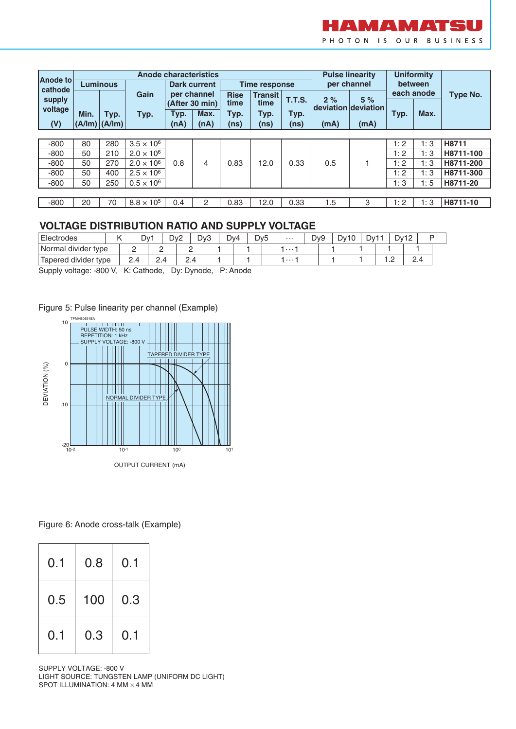| Anode to cathode supply voltage | Anode characteristics | | | | | | | | Pulse linearity per channel | | Uniformity between each anode | | Type No. |
|---|---|---|---|---|---|---|---|---|---|---|---|---|---|
| | Luminous | | Gain | Dark current per channel (After 30 min) | | Time response | | | 2 % deviation | 5 % deviation | | | |
| | Min. | Typ. | Typ. | Typ. | Max. | Rise time Typ. | Transit time Typ. | T.T.S. Typ. | | | Typ. | Max. | |
| (V) | (A/lm) | (A/lm) | | (nA) | (nA) | (ns) | (ns) | (ns) | (mA) | (mA) | | | |
| -800 | 80 | 280 | $3.5 \times 10^6$ | 0.8 | 4 | 0.83 | 12.0 | 0.33 | 0.5 | 1 | 1: 2 | 1: 3 | **H8711** |
| -800 | 50 | 210 | $2.0 \times 10^6$ | 0.8 | 4 | 0.83 | 12.0 | 0.33 | 0.5 | 1 | 1: 2 | 1: 3 | **H8711-100** |
| -800 | 50 | 270 | $2.0 \times 10^6$ | 0.8 | 4 | 0.83 | 12.0 | 0.33 | 0.5 | 1 | 1: 2 | 1: 3 | **H8711-200** |
| -800 | 50 | 400 | $2.5 \times 10^6$ | 0.8 | 4 | 0.83 | 12.0 | 0.33 | 0.5 | 1 | 1: 2 | 1: 3 | **H8711-300** |
| -800 | 50 | 250 | $0.5 \times 10^6$ | 0.8 | 4 | 0.83 | 12.0 | 0.33 | 0.5 | 1 | 1: 3 | 1: 5 | **H8711-20** |
| -800 | 20 | 70 | $8.8 \times 10^5$ | 0.4 | 2 | 0.83 | 12.0 | 0.33 | 1.5 | 3 | 1: 2 | 1: 3 | **H8711-10** |

## VOLTAGE DISTRIBUTION RATIO AND SUPPLY VOLTAGE

| Electrodes | K | | Dy1 | | Dy2 | | Dy3 | | Dy4 | | Dy5 | | ··· | | Dy9 | | Dy10 | | Dy11 | | Dy12 | | P |
|---|---|---|---|---|---|---|---|---|---|---|---|---|---|---|---|---|---|---|---|---|---|---|---|
| Normal divider type | | 2 | | 2 | | 2 | | 1 | | 1 | | 1···1 | | | | 1 | | 1 | | 1 | | 1 | |
| Tapered divider type | | 2.4 | | 2.4 | | 2.4 | | 1 | | 1 | | 1···1 | | | | 1 | | 1 | | 1.2 | | 2.4 | |

Supply voltage: -800 V, K: Cathode, Dy: Dynode, P: Anode

Figure 5: Pulse linearity per channel (Example)

Figure 6: Anode cross-talk (Example)

| | | |
|---|---|---|
| 0.1 | 0.8 | 0.1 |
| 0.5 | 100 | 0.3 |
| 0.1 | 0.3 | 0.1 |

SUPPLY VOLTAGE: -800 V
LIGHT SOURCE: TUNGSTEN LAMP (UNIFORM DC LIGHT)
SPOT ILLUMINATION: 4 MM × 4 MM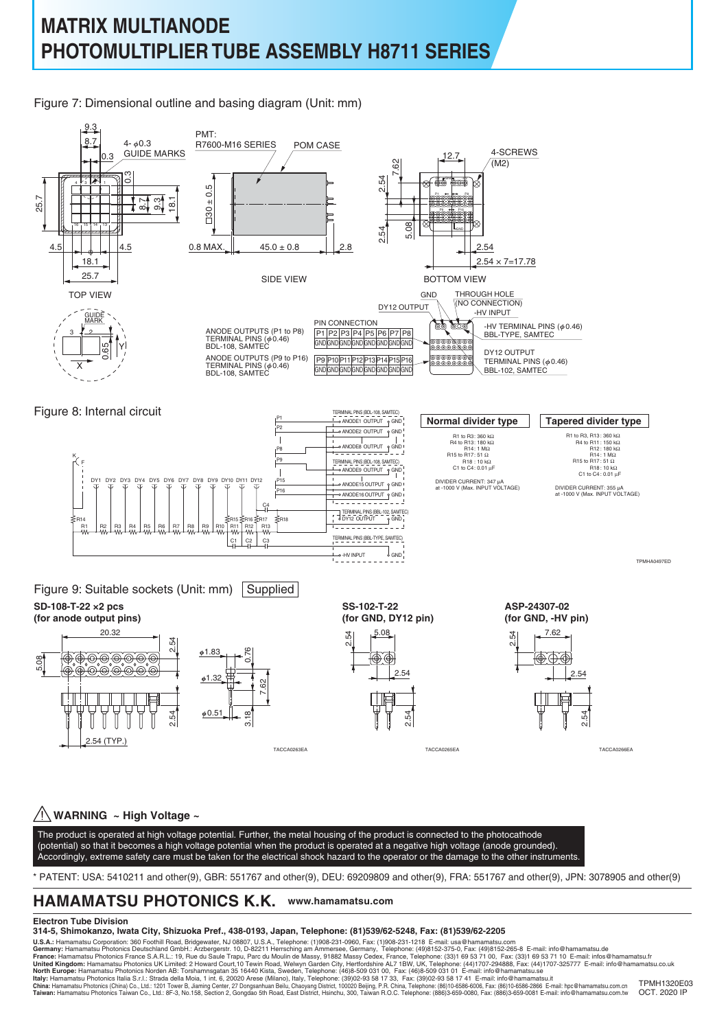# MATRIX MULTIANODE PHOTOMULTIPLIER TUBE ASSEMBLY H8711 SERIES

Figure 7: Dimensional outline and basing diagram (Unit: mm)

9.3
8.7
4- ϕ0.3
GUIDE MARKS
0.3
0.3
25.7
8.7
9.3
18.1
4.5
18.1
4.5
25.7
TOP VIEW

PMT:
R7600-M16 SERIES
POM CASE
□30 ± 0.5
0.8 MAX.
45.0 ± 0.8
2.8
SIDE VIEW

12.7
4-SCREWS
(M2)
7.62
2.54
2.54
5.08
2.54
2.54 × 7=17.78
BOTTOM VIEW

GUIDE MARK
3
2
0.65
X
Y

GND
THROUGH HOLE
(NO CONNECTION)
DY12 OUTPUT
-HV INPUT

ANODE OUTPUTS (P1 to P8)
TERMINAL PINS (ϕ0.46)
BDL-108, SAMTEC

ANODE OUTPUTS (P9 to P16)
TERMINAL PINS (ϕ0.46)
BDL-108, SAMTEC

PIN CONNECTION

| P1 | P2 | P3 | P4 | P5 | P6 | P7 | P8 |
|---|---|---|---|---|---|---|---|
| GND | GND | GND | GND | GND | GND | GND | GND |

| P9 | P10 | P11 | P12 | P13 | P14 | P15 | P16 |
|---|---|---|---|---|---|---|---|
| GND | GND | GND | GND | GND | GND | GND | GND |

-HV TERMINAL PINS (ϕ0.46)
BBL-TYPE, SAMTEC

DY12 OUTPUT
TERMINAL PINS (ϕ0.46)
BBL-102, SAMTEC

Figure 8: Internal circuit

TERMINAL PINS (BDL-108, SAMTEC)
ANODE1 OUTPUT, ANODE2 OUTPUT, ANODE8 OUTPUT, GND
TERMINAL PINS (BDL-108, SAMTEC)
ANODE9 OUTPUT, ANODE15 OUTPUT, ANODE16 OUTPUT, GND
TERMINAL PINS (BBL-102, SAMTEC)
DY12 OUTPUT, GND
TERMINAL PINS (BBL-TYPE, SAMTEC)
-HV INPUT, GND

K, F, DY1 DY2 DY3 DY4 DY5 DY6 DY7 DY8 DY9 DY10 DY11 DY12, P1, P2, P8, P9, P15, P16, R1–R18, C1–C4

**Normal divider type**

R1 to R3: 360 kΩ
R4 to R13: 180 kΩ
R14: 1 MΩ
R15 to R17: 51 Ω
R18 : 10 kΩ
C1 to C4: 0.01 µF

DIVIDER CURRENT: 347 µA
at -1000 V (Max. INPUT VOLTAGE)

**Tapered divider type**

R1 to R3, R13: 360 kΩ
R4 to R11: 150 kΩ
R12: 180 kΩ
R14: 1 MΩ
R15 to R17: 51 Ω
R18: 10 kΩ
C1 to C4: 0.01 µF

DIVIDER CURRENT: 355 µA
at -1000 V (Max. INPUT VOLTAGE)

TPMHA0497ED

Figure 9: Suitable sockets (Unit: mm) Supplied

**SD-108-T-22 ×2 pcs**
**(for anode output pins)**

20.32
2.54
5.08
ϕ1.83
0.76
ϕ1.32
7.62
ϕ0.51
3.18
2.54
2.54 (TYP.)

TACCA0263EA

**SS-102-T-22**
**(for GND, DY12 pin)**

2.54
5.08
2.54
2.54

TACCA0265EA

**ASP-24307-02**
**(for GND, -HV pin)**

2.54
7.62
2.54
2.54

TACCA0266EA

## ⚠ WARNING ~ High Voltage ~

The product is operated at high voltage potential. Further, the metal housing of the product is connected to the photocathode (potential) so that it becomes a high voltage potential when the product is operated at a negative high voltage (anode grounded). Accordingly, extreme safety care must be taken for the electrical shock hazard to the operator or the damage to the other instruments.

* PATENT: USA: 5410211 and other(9), GBR: 551767 and other(9), DEU: 69209809 and other(9), FRA: 551767 and other(9), JPN: 3078905 and other(9)

## HAMAMATSU PHOTONICS K.K. www.hamamatsu.com

**Electron Tube Division**
**314-5, Shimokanzo, Iwata City, Shizuoka Pref., 438-0193, Japan, Telephone: (81)539/62-5248, Fax: (81)539/62-2205**

**U.S.A.:** Hamamatsu Corporation: 360 Foothill Road, Bridgewater, NJ 08807, U.S.A., Telephone: (1)908-231-0960, Fax: (1)908-231-1218 E-mail: usa@hamamatsu.com
**Germany:** Hamamatsu Photonics Deutschland GmbH.: Arzbergerstr. 10, D-82211 Herrsching am Ammersee, Germany, Telephone: (49)8152-375-0, Fax: (49)8152-265-8 E-mail: info@hamamatsu.de
**France:** Hamamatsu Photonics France S.A.R.L.: 19, Rue du Saule Trapu, Parc du Moulin de Massy, 91882 Massy Cedex, France, Telephone: (33)1 69 53 71 00, Fax: (33)1 69 53 71 10 E-mail: infos@hamamatsu.fr
**United Kingdom:** Hamamatsu Photonics UK Limited: 2 Howard Court,10 Tewin Road, Welwyn Garden City, Hertfordshire AL7 1BW, UK, Telephone: (44)1707-294888, Fax: (44)1707-325777 E-mail: info@hamamatsu.co.uk
**North Europe:** Hamamatsu Photonics Norden AB: Torshamnsgatan 35 16440 Kista, Sweden, Telephone: (46)8-509 031 00, Fax: (46)8-509 031 01 E-mail: info@hamamatsu.se
**Italy:** Hamamatsu Photonics Italia S.r.l.: Strada della Moia, 1 int. 6, 20020 Arese (Milano), Italy, Telephone: (39)02-93 58 17 33, Fax: (39)02-93 58 17 41 E-mail: info@hamamatsu.it
**China:** Hamamatsu Photonics (China) Co., Ltd.: 1201 Tower B, Jiaming Center, 27 Dongsanhuan Beilu, Chaoyang District, 100020 Beijing, P.R. China, Telephone: (86)10-6586-6006, Fax: (86)10-6586-2866 E-mail: hpc@hamamatsu.com.cn
**Taiwan:** Hamamatsu Photonics Taiwan Co., Ltd.: 8F-3, No.158, Section 2, Gongdao 5th Road, East District, Hsinchu, 300, Taiwan R.O.C. Telephone: (886)3-659-0080, Fax: (886)3-659-0081 E-mail: info@hamamatsu.com.tw

TPMH1320E03
OCT. 2020 IP